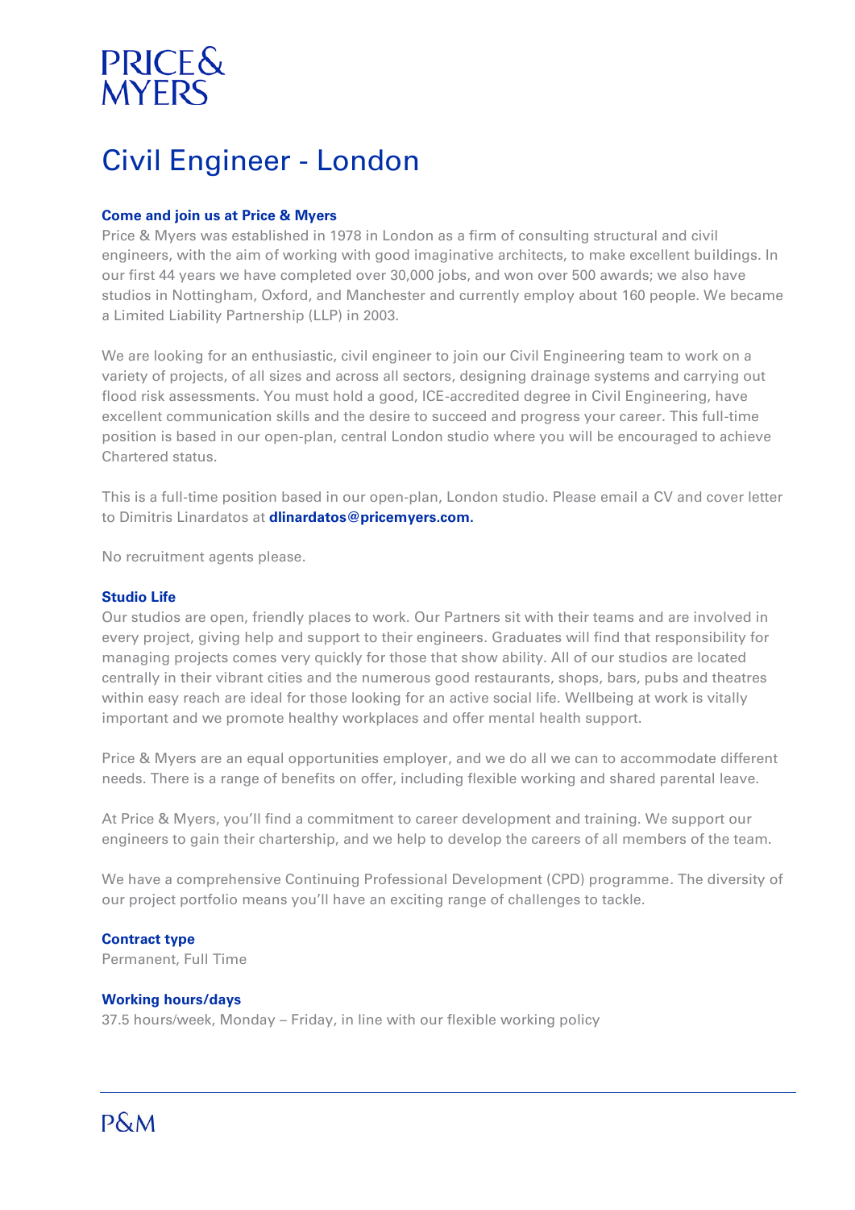PRICE & MYERS

# Civil Engineer - London

### Come and join us at Price & Myers

Price & Myers was established in 1978 in London as a firm of consulting structural and civil engineers, with the aim of working with good imaginative architects, to make excellent buildings. In our first 44 years we have completed over 30,000 jobs, and won over 500 awards; we also have studios in Nottingham, Oxford, and Manchester and currently employ about 160 people. We became a Limited Liability Partnership (LLP) in 2003.

We are looking for an enthusiastic, civil engineer to join our Civil Engineering team to work on a variety of projects, of all sizes and across all sectors, designing drainage systems and carrying out flood risk assessments. You must hold a good, ICE-accredited degree in Civil Engineering, have excellent communication skills and the desire to succeed and progress your career. This full-time position is based in our open-plan, central London studio where you will be encouraged to achieve Chartered status.

This is a full-time position based in our open-plan, London studio. Please email a CV and cover letter to Dimitris Linardatos at **dlinardatos@pricemyers.com.**

No recruitment agents please.

### Studio Life

Our studios are open, friendly places to work. Our Partners sit with their teams and are involved in every project, giving help and support to their engineers. Graduates will find that responsibility for managing projects comes very quickly for those that show ability. All of our studios are located centrally in their vibrant cities and the numerous good restaurants, shops, bars, pubs and theatres within easy reach are ideal for those looking for an active social life. Wellbeing at work is vitally important and we promote healthy workplaces and offer mental health support.

Price & Myers are an equal opportunities employer, and we do all we can to accommodate different needs. There is a range of benefits on offer, including flexible working and shared parental leave.

At Price & Myers, you'll find a commitment to career development and training. We support our engineers to gain their chartership, and we help to develop the careers of all members of the team.

We have a comprehensive Continuing Professional Development (CPD) programme. The diversity of our project portfolio means you'll have an exciting range of challenges to tackle.

### Contract type

Permanent, Full Time

### Working hours/days

37.5 hours/week, Monday – Friday, in line with our flexible working policy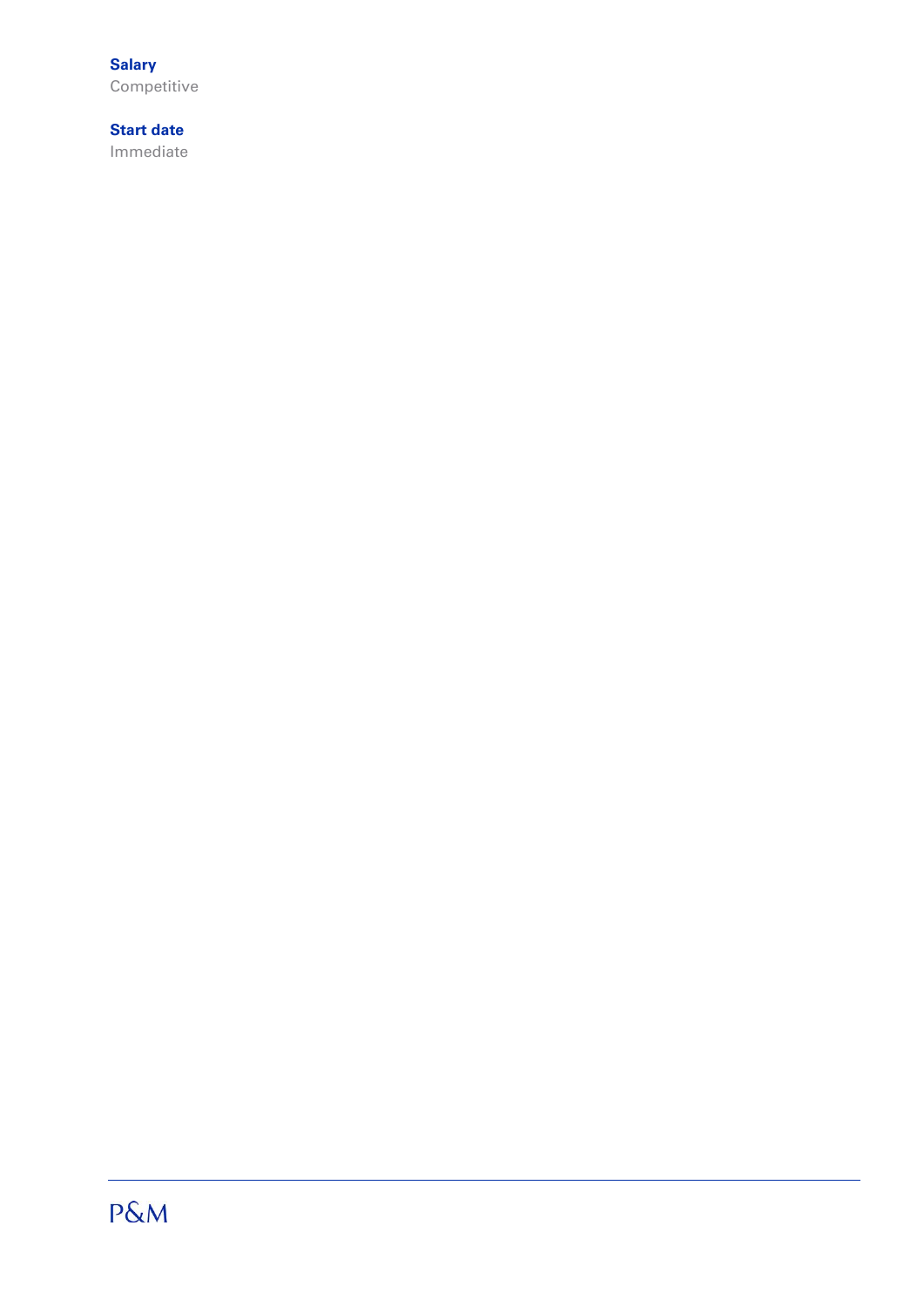**Salary**
Competitive

**Start date**
Immediate